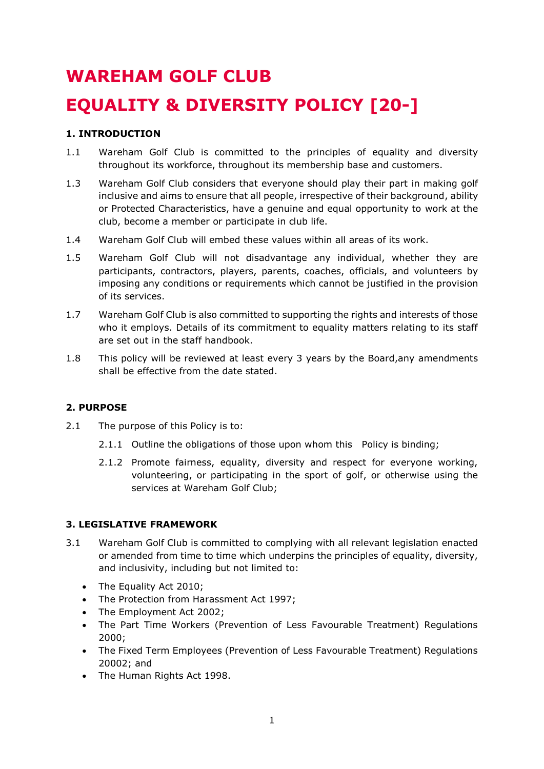# WAREHAM GOLF CLUB

# EQUALITY & DIVERSITY POLICY [20-]

### 1. INTRODUCTION

1.1 Wareham Golf Club is committed to the principles of equality and diversity throughout its workforce, throughout its membership base and customers.

1.3 Wareham Golf Club considers that everyone should play their part in making golf inclusive and aims to ensure that all people, irrespective of their background, ability or Protected Characteristics, have a genuine and equal opportunity to work at the club, become a member or participate in club life.

1.4 Wareham Golf Club will embed these values within all areas of its work.

1.5 Wareham Golf Club will not disadvantage any individual, whether they are participants, contractors, players, parents, coaches, officials, and volunteers by imposing any conditions or requirements which cannot be justified in the provision of its services.

1.7 Wareham Golf Club is also committed to supporting the rights and interests of those who it employs. Details of its commitment to equality matters relating to its staff are set out in the staff handbook.

1.8 This policy will be reviewed at least every 3 years by the Board,any amendments shall be effective from the date stated.

### 2. PURPOSE

2.1 The purpose of this Policy is to:

2.1.1 Outline the obligations of those upon whom this Policy is binding;

2.1.2 Promote fairness, equality, diversity and respect for everyone working, volunteering, or participating in the sport of golf, or otherwise using the services at Wareham Golf Club;

### 3. LEGISLATIVE FRAMEWORK

3.1 Wareham Golf Club is committed to complying with all relevant legislation enacted or amended from time to time which underpins the principles of equality, diversity, and inclusivity, including but not limited to:

- The Equality Act 2010;
- The Protection from Harassment Act 1997;
- The Employment Act 2002;
- The Part Time Workers (Prevention of Less Favourable Treatment) Regulations 2000;
- The Fixed Term Employees (Prevention of Less Favourable Treatment) Regulations 20002; and
- The Human Rights Act 1998.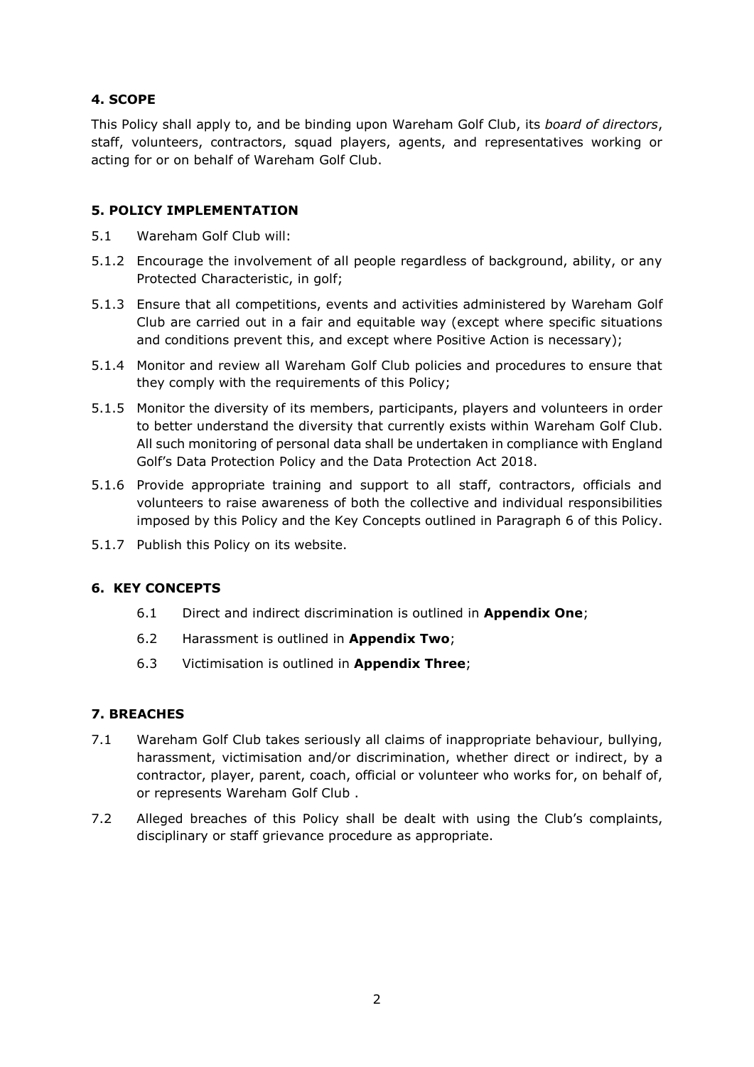## 4. SCOPE

This Policy shall apply to, and be binding upon Wareham Golf Club, its *board of directors*, staff, volunteers, contractors, squad players, agents, and representatives working or acting for or on behalf of Wareham Golf Club.

## 5. POLICY IMPLEMENTATION

5.1 Wareham Golf Club will:

5.1.2 Encourage the involvement of all people regardless of background, ability, or any Protected Characteristic, in golf;

5.1.3 Ensure that all competitions, events and activities administered by Wareham Golf Club are carried out in a fair and equitable way (except where specific situations and conditions prevent this, and except where Positive Action is necessary);

5.1.4 Monitor and review all Wareham Golf Club policies and procedures to ensure that they comply with the requirements of this Policy;

5.1.5 Monitor the diversity of its members, participants, players and volunteers in order to better understand the diversity that currently exists within Wareham Golf Club. All such monitoring of personal data shall be undertaken in compliance with England Golf's Data Protection Policy and the Data Protection Act 2018.

5.1.6 Provide appropriate training and support to all staff, contractors, officials and volunteers to raise awareness of both the collective and individual responsibilities imposed by this Policy and the Key Concepts outlined in Paragraph 6 of this Policy.

5.1.7 Publish this Policy on its website.

## 6. KEY CONCEPTS

6.1 Direct and indirect discrimination is outlined in **Appendix One**;

6.2 Harassment is outlined in **Appendix Two**;

6.3 Victimisation is outlined in **Appendix Three**;

## 7. BREACHES

7.1 Wareham Golf Club takes seriously all claims of inappropriate behaviour, bullying, harassment, victimisation and/or discrimination, whether direct or indirect, by a contractor, player, parent, coach, official or volunteer who works for, on behalf of, or represents Wareham Golf Club .

7.2 Alleged breaches of this Policy shall be dealt with using the Club's complaints, disciplinary or staff grievance procedure as appropriate.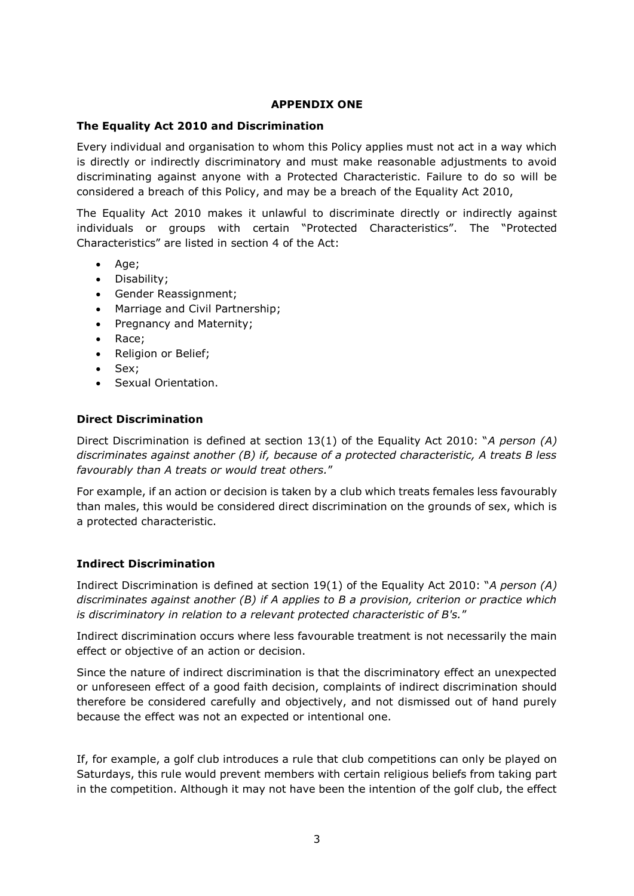## APPENDIX ONE

### The Equality Act 2010 and Discrimination

Every individual and organisation to whom this Policy applies must not act in a way which is directly or indirectly discriminatory and must make reasonable adjustments to avoid discriminating against anyone with a Protected Characteristic. Failure to do so will be considered a breach of this Policy, and may be a breach of the Equality Act 2010,

The Equality Act 2010 makes it unlawful to discriminate directly or indirectly against individuals or groups with certain "Protected Characteristics". The "Protected Characteristics" are listed in section 4 of the Act:

- Age;
- Disability;
- Gender Reassignment;
- Marriage and Civil Partnership;
- Pregnancy and Maternity;
- Race;
- Religion or Belief;
- Sex;
- Sexual Orientation.

### Direct Discrimination

Direct Discrimination is defined at section 13(1) of the Equality Act 2010: "*A person (A) discriminates against another (B) if, because of a protected characteristic, A treats B less favourably than A treats or would treat others.*"

For example, if an action or decision is taken by a club which treats females less favourably than males, this would be considered direct discrimination on the grounds of sex, which is a protected characteristic.

### Indirect Discrimination

Indirect Discrimination is defined at section 19(1) of the Equality Act 2010: "*A person (A) discriminates against another (B) if A applies to B a provision, criterion or practice which is discriminatory in relation to a relevant protected characteristic of B's.*"

Indirect discrimination occurs where less favourable treatment is not necessarily the main effect or objective of an action or decision.

Since the nature of indirect discrimination is that the discriminatory effect an unexpected or unforeseen effect of a good faith decision, complaints of indirect discrimination should therefore be considered carefully and objectively, and not dismissed out of hand purely because the effect was not an expected or intentional one.

If, for example, a golf club introduces a rule that club competitions can only be played on Saturdays, this rule would prevent members with certain religious beliefs from taking part in the competition. Although it may not have been the intention of the golf club, the effect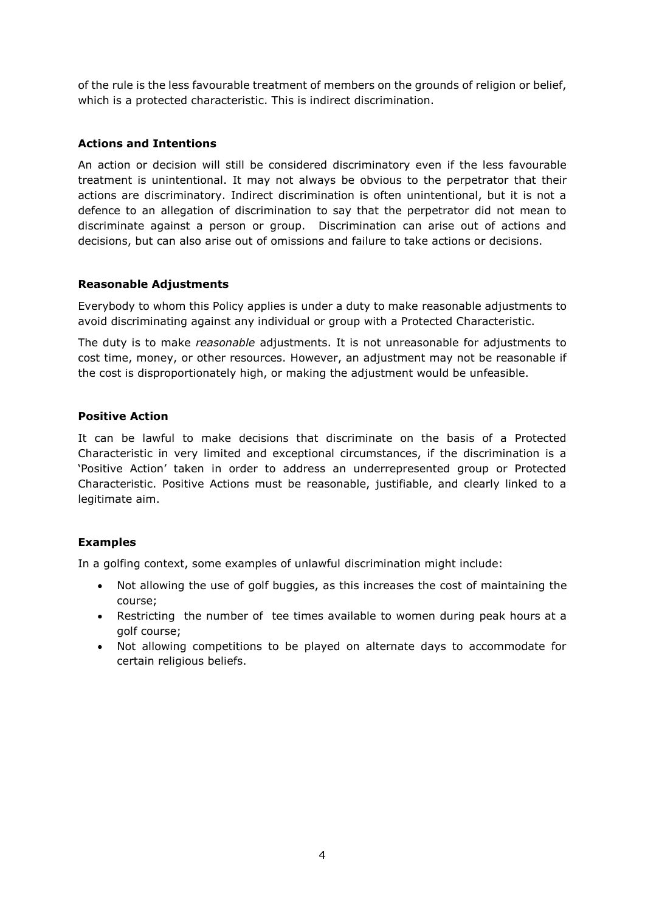of the rule is the less favourable treatment of members on the grounds of religion or belief, which is a protected characteristic. This is indirect discrimination.

**Actions and Intentions**

An action or decision will still be considered discriminatory even if the less favourable treatment is unintentional. It may not always be obvious to the perpetrator that their actions are discriminatory. Indirect discrimination is often unintentional, but it is not a defence to an allegation of discrimination to say that the perpetrator did not mean to discriminate against a person or group. Discrimination can arise out of actions and decisions, but can also arise out of omissions and failure to take actions or decisions.

**Reasonable Adjustments**

Everybody to whom this Policy applies is under a duty to make reasonable adjustments to avoid discriminating against any individual or group with a Protected Characteristic.

The duty is to make *reasonable* adjustments. It is not unreasonable for adjustments to cost time, money, or other resources. However, an adjustment may not be reasonable if the cost is disproportionately high, or making the adjustment would be unfeasible.

**Positive Action**

It can be lawful to make decisions that discriminate on the basis of a Protected Characteristic in very limited and exceptional circumstances, if the discrimination is a 'Positive Action' taken in order to address an underrepresented group or Protected Characteristic. Positive Actions must be reasonable, justifiable, and clearly linked to a legitimate aim.

**Examples**

In a golfing context, some examples of unlawful discrimination might include:

- Not allowing the use of golf buggies, as this increases the cost of maintaining the course;
- Restricting the number of tee times available to women during peak hours at a golf course;
- Not allowing competitions to be played on alternate days to accommodate for certain religious beliefs.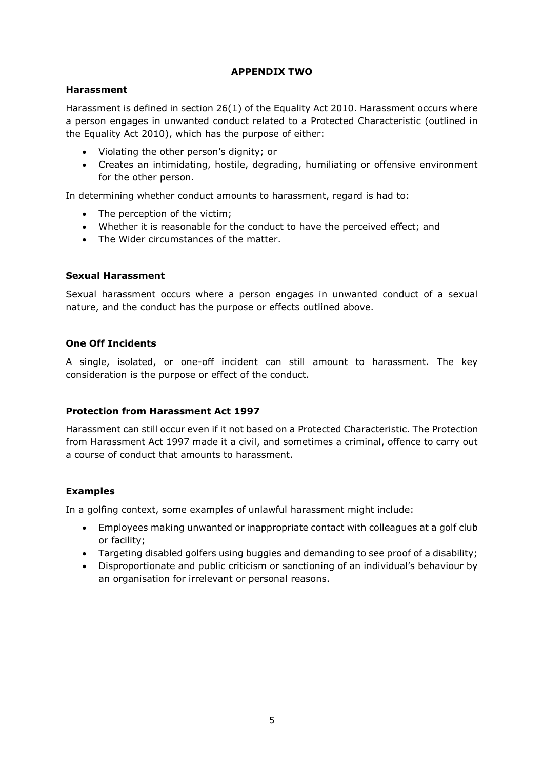## APPENDIX TWO

### Harassment

Harassment is defined in section 26(1) of the Equality Act 2010. Harassment occurs where a person engages in unwanted conduct related to a Protected Characteristic (outlined in the Equality Act 2010), which has the purpose of either:

- Violating the other person's dignity; or
- Creates an intimidating, hostile, degrading, humiliating or offensive environment for the other person.

In determining whether conduct amounts to harassment, regard is had to:

- The perception of the victim;
- Whether it is reasonable for the conduct to have the perceived effect; and
- The Wider circumstances of the matter.

### Sexual Harassment

Sexual harassment occurs where a person engages in unwanted conduct of a sexual nature, and the conduct has the purpose or effects outlined above.

### One Off Incidents

A single, isolated, or one-off incident can still amount to harassment. The key consideration is the purpose or effect of the conduct.

### Protection from Harassment Act 1997

Harassment can still occur even if it not based on a Protected Characteristic. The Protection from Harassment Act 1997 made it a civil, and sometimes a criminal, offence to carry out a course of conduct that amounts to harassment.

### Examples

In a golfing context, some examples of unlawful harassment might include:

- Employees making unwanted or inappropriate contact with colleagues at a golf club or facility;
- Targeting disabled golfers using buggies and demanding to see proof of a disability;
- Disproportionate and public criticism or sanctioning of an individual's behaviour by an organisation for irrelevant or personal reasons.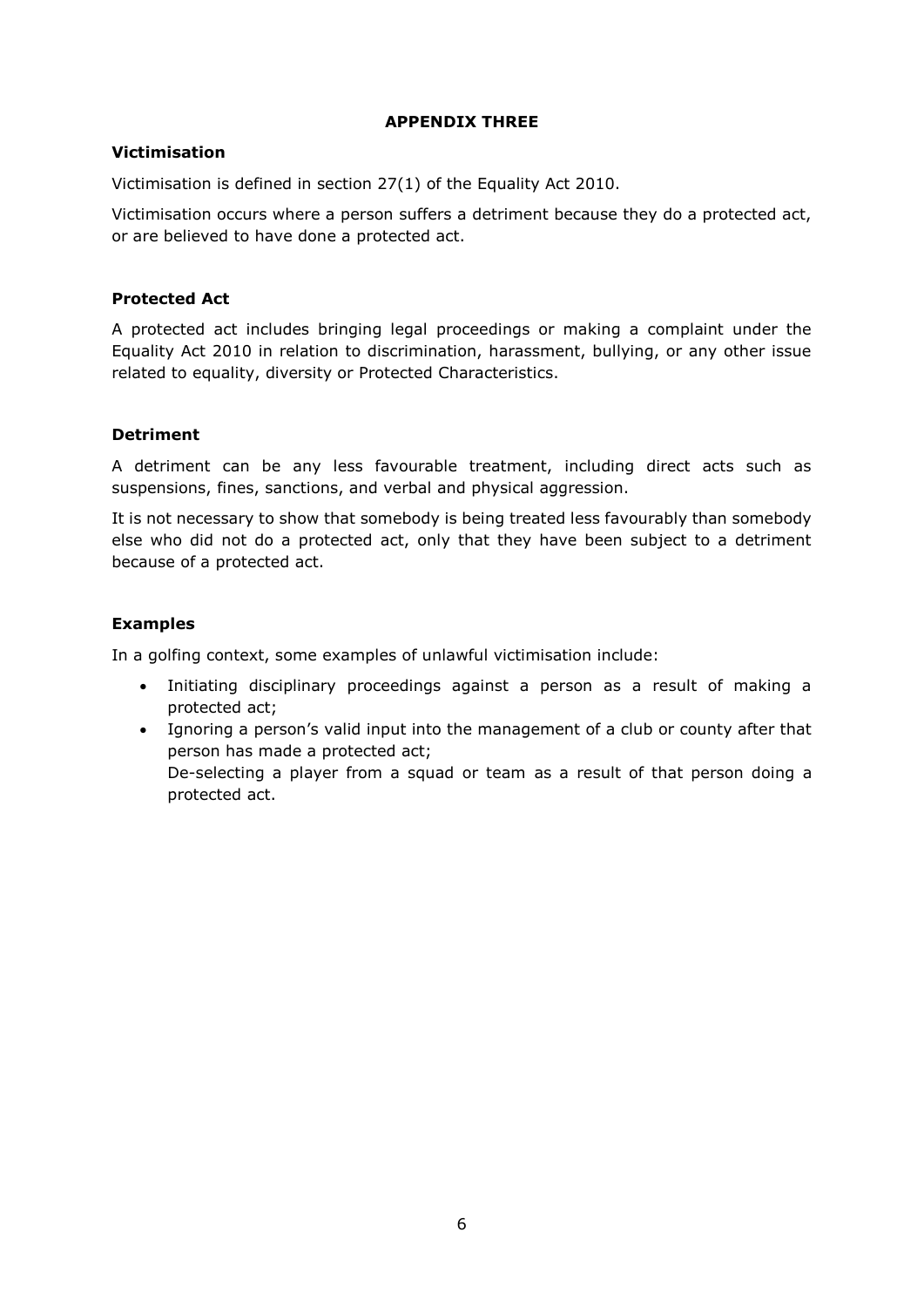# APPENDIX THREE

## Victimisation

Victimisation is defined in section 27(1) of the Equality Act 2010.

Victimisation occurs where a person suffers a detriment because they do a protected act, or are believed to have done a protected act.

## Protected Act

A protected act includes bringing legal proceedings or making a complaint under the Equality Act 2010 in relation to discrimination, harassment, bullying, or any other issue related to equality, diversity or Protected Characteristics.

## Detriment

A detriment can be any less favourable treatment, including direct acts such as suspensions, fines, sanctions, and verbal and physical aggression.

It is not necessary to show that somebody is being treated less favourably than somebody else who did not do a protected act, only that they have been subject to a detriment because of a protected act.

## Examples

In a golfing context, some examples of unlawful victimisation include:

- Initiating disciplinary proceedings against a person as a result of making a protected act;
- Ignoring a person's valid input into the management of a club or county after that person has made a protected act;
  De-selecting a player from a squad or team as a result of that person doing a protected act.